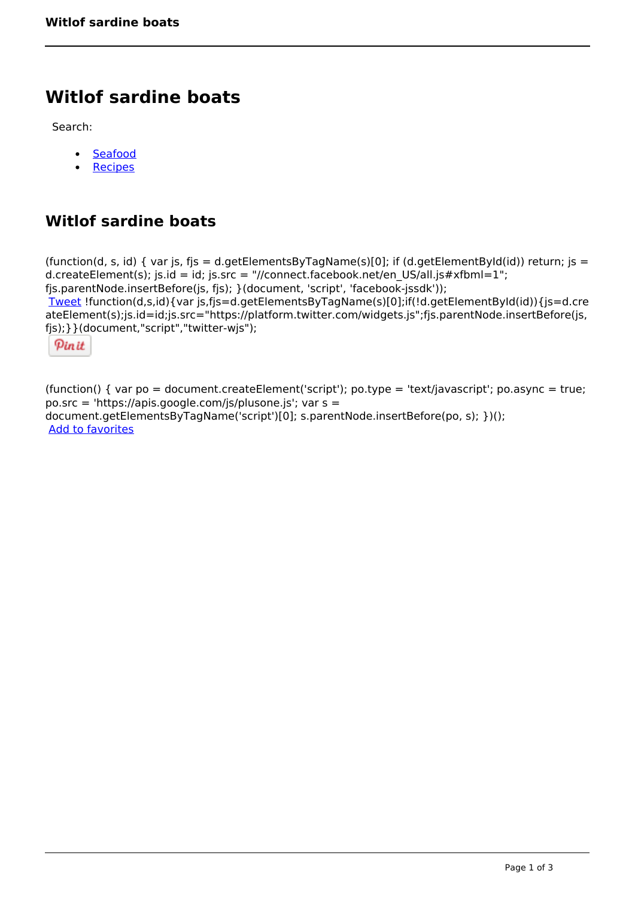# Witlof sardine boats

Search:

- Seafood
- Recipes

## Witlof sardine boats

```
(function(d, s, id) { var js, fjs = d.getElementsByTagName(s)[0]; if (d.getElementById(id)) return; js = d.createElement(s); js.id = id; js.src = "//connect.facebook.net/en_US/all.js#xfbml=1"; fjs.parentNode.insertBefore(js, fjs); }(document, 'script', 'facebook-jssdk'));
```

Tweet

```
!function(d,s,id){var js,fjs=d.getElementsByTagName(s)[0];if(!d.getElementById(id)){js=d.createElement(s);js.id=id;js.src="https://platform.twitter.com/widgets.js";fjs.parentNode.insertBefore(js,fjs);}}(document,"script","twitter-wjs");
```

Pin it

```
(function() { var po = document.createElement('script'); po.type = 'text/javascript'; po.async = true; po.src = 'https://apis.google.com/js/plusone.js'; var s = document.getElementsByTagName('script')[0]; s.parentNode.insertBefore(po, s); })();
```

Add to favorites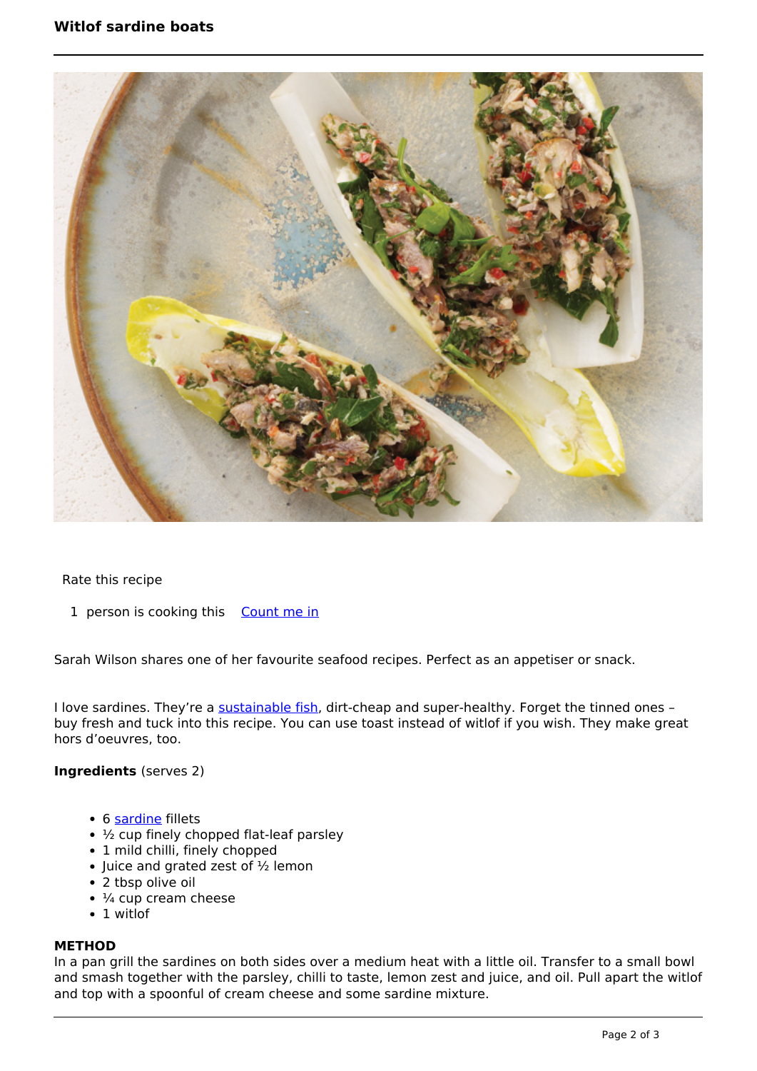Rate this recipe

1 person is cooking this Count me in

Sarah Wilson shares one of her favourite seafood recipes. Perfect as an appetiser or snack.

I love sardines. They're a sustainable fish, dirt-cheap and super-healthy. Forget the tinned ones – buy fresh and tuck into this recipe. You can use toast instead of witlof if you wish. They make great hors d'oeuvres, too.

**Ingredients** (serves 2)

- 6 sardine fillets
- ½ cup finely chopped flat-leaf parsley
- 1 mild chilli, finely chopped
- Juice and grated zest of ½ lemon
- 2 tbsp olive oil
- ¼ cup cream cheese
- 1 witlof

**METHOD**

In a pan grill the sardines on both sides over a medium heat with a little oil. Transfer to a small bowl and smash together with the parsley, chilli to taste, lemon zest and juice, and oil. Pull apart the witlof and top with a spoonful of cream cheese and some sardine mixture.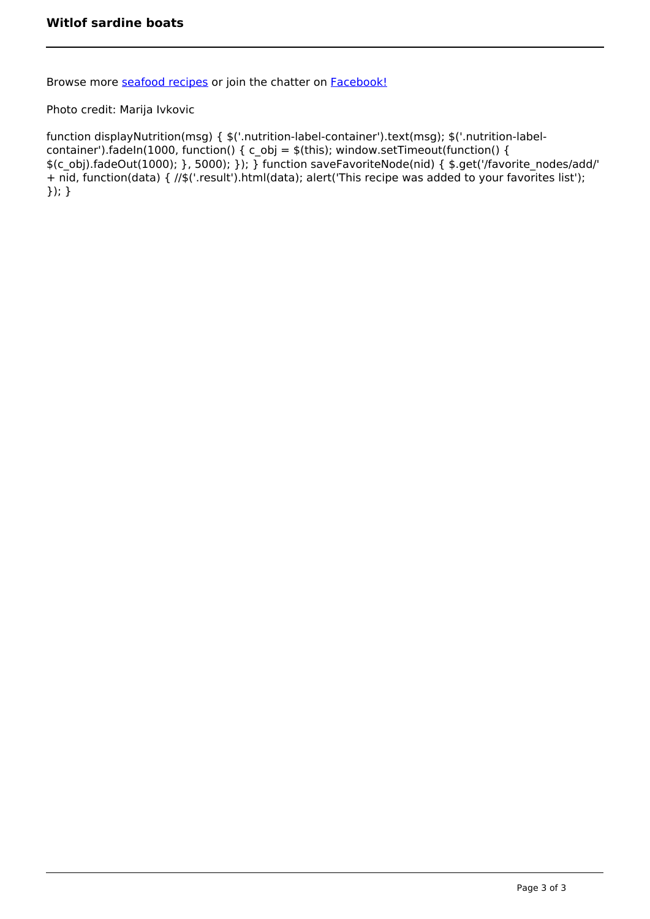Browse more [seafood recipes]() or join the chatter on [Facebook!]()

Photo credit: Marija Ivkovic

```
function displayNutrition(msg) { $('.nutrition-label-container').text(msg); $('.nutrition-label-container').fadeIn(1000, function() { c_obj = $(this); window.setTimeout(function() { $(c_obj).fadeOut(1000); }, 5000); }); } function saveFavoriteNode(nid) { $.get('/favorite_nodes/add/' + nid, function(data) { //$('.result').html(data); alert('This recipe was added to your favorites list'); }); }
```